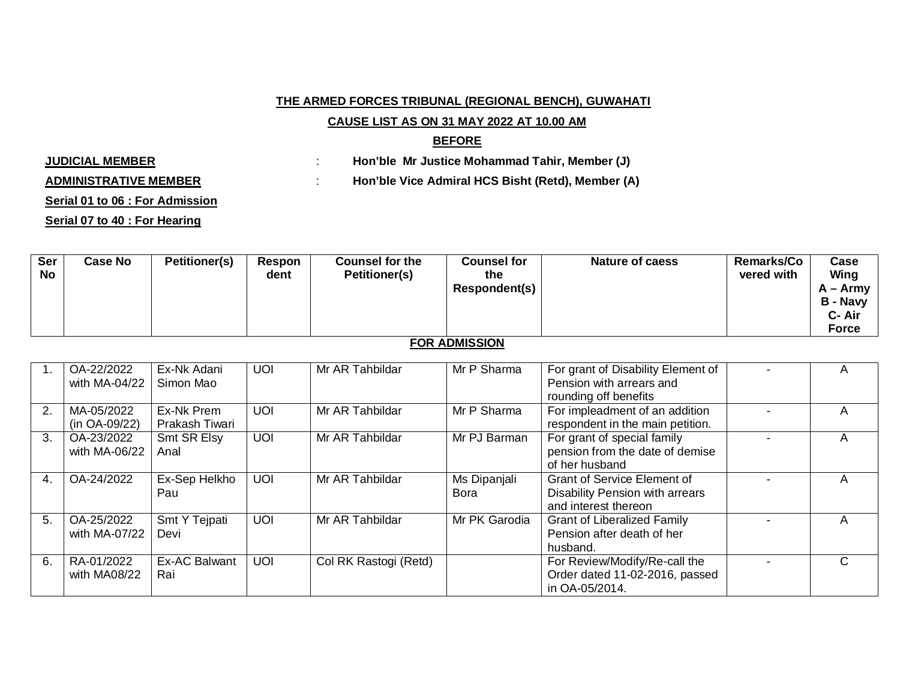**THE ARMED FORCES TRIBUNAL (REGIONAL BENCH), GUWAHATI**

**CAUSE LIST AS ON 31 MAY 2022 AT 10.00 AM**

**BEFORE**

**JUDICIAL MEMBER** : **Hon'ble Mr Justice Mohammad Tahir, Member (J)**

**ADMINISTRATIVE MEMBER** : **Hon'ble Vice Admiral HCS Bisht (Retd), Member (A)**

**Serial 01 to 06 : For Admission**

**Serial 07 to 40 : For Hearing**

| Ser No | Case No | Petitioner(s) | Respondent | Counsel for the Petitioner(s) | Counsel for the Respondent(s) | Nature of caess | Remarks/Covered with | Case Wing A – Army B - Navy C- Air Force |
|---|---|---|---|---|---|---|---|---|
| | | | | **FOR ADMISSION** | | | | |
| 1. | OA-22/2022 with MA-04/22 | Ex-Nk Adani Simon Mao | UOI | Mr AR Tahbildar | Mr P Sharma | For grant of Disability Element of Pension with arrears and rounding off benefits | - | A |
| 2. | MA-05/2022 (in OA-09/22) | Ex-Nk Prem Prakash Tiwari | UOI | Mr AR Tahbildar | Mr P Sharma | For impleadment of an addition respondent in the main petition. | - | A |
| 3. | OA-23/2022 with MA-06/22 | Smt SR Elsy Anal | UOI | Mr AR Tahbildar | Mr PJ Barman | For grant of special family pension from the date of demise of her husband | - | A |
| 4. | OA-24/2022 | Ex-Sep Helkho Pau | UOI | Mr AR Tahbildar | Ms Dipanjali Bora | Grant of Service Element of Disability Pension with arrears and interest thereon | - | A |
| 5. | OA-25/2022 with MA-07/22 | Smt Y Tejpati Devi | UOI | Mr AR Tahbildar | Mr PK Garodia | Grant of Liberalized Family Pension after death of her husband. | - | A |
| 6. | RA-01/2022 with MA08/22 | Ex-AC Balwant Rai | UOI | Col RK Rastogi (Retd) | | For Review/Modify/Re-call the Order dated 11-02-2016, passed in OA-05/2014. | - | C |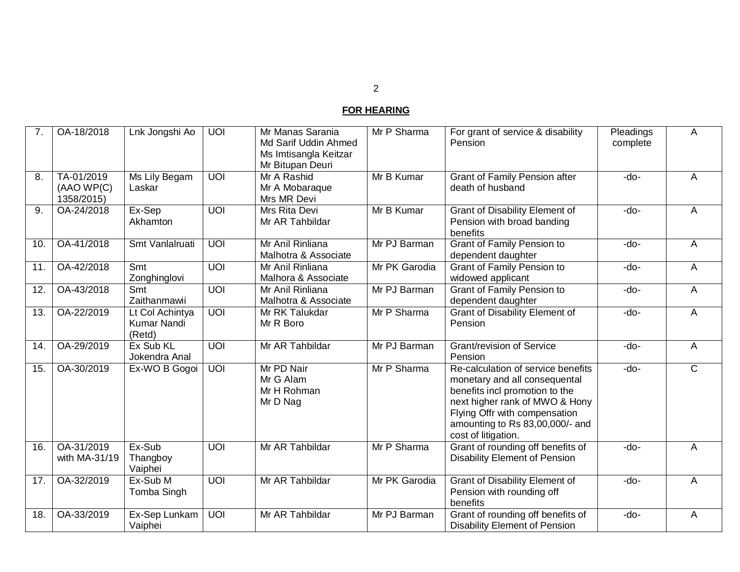## FOR HEARING

| | | | | | | | | |
|---|---|---|---|---|---|---|---|---|
| 7. | OA-18/2018 | Lnk Jongshi Ao | UOI | Mr Manas Sarania<br>Md Sarif Uddin Ahmed<br>Ms Imtisangla Keitzar<br>Mr Bitupan Deuri | Mr P Sharma | For grant of service & disability Pension | Pleadings complete | A |
| 8. | TA-01/2019 (AAO WP(C) 1358/2015) | Ms Lily Begam Laskar | UOI | Mr A Rashid<br>Mr A Mobaraque<br>Mrs MR Devi | Mr B Kumar | Grant of Family Pension after death of husband | -do- | A |
| 9. | OA-24/2018 | Ex-Sep Akhamton | UOI | Mrs Rita Devi<br>Mr AR Tahbildar | Mr B Kumar | Grant of Disability Element of Pension with broad banding benefits | -do- | A |
| 10. | OA-41/2018 | Smt Vanlalruati | UOI | Mr Anil Rinliana<br>Malhotra & Associate | Mr PJ Barman | Grant of Family Pension to dependent daughter | -do- | A |
| 11. | OA-42/2018 | Smt Zonghinglovi | UOI | Mr Anil Rinliana<br>Malhora & Associate | Mr PK Garodia | Grant of Family Pension to widowed applicant | -do- | A |
| 12. | OA-43/2018 | Smt Zaithanmawii | UOI | Mr Anil Rinliana<br>Malhotra & Associate | Mr PJ Barman | Grant of Family Pension to dependent daughter | -do- | A |
| 13. | OA-22/2019 | Lt Col Achintya Kumar Nandi (Retd) | UOI | Mr RK Talukdar<br>Mr R Boro | Mr P Sharma | Grant of Disability Element of Pension | -do- | A |
| 14. | OA-29/2019 | Ex Sub KL Jokendra Anal | UOI | Mr AR Tahbildar | Mr PJ Barman | Grant/revision of Service Pension | -do- | A |
| 15. | OA-30/2019 | Ex-WO B Gogoi | UOI | Mr PD Nair<br>Mr G Alam<br>Mr H Rohman<br>Mr D Nag | Mr P Sharma | Re-calculation of service benefits monetary and all consequental benefits incl promotion to the next higher rank of MWO & Hony Flying Offr with compensation amounting to Rs 83,00,000/- and cost of litigation. | -do- | C |
| 16. | OA-31/2019 with MA-31/19 | Ex-Sub Thangboy Vaiphei | UOI | Mr AR Tahbildar | Mr P Sharma | Grant of rounding off benefits of Disability Element of Pension | -do- | A |
| 17. | OA-32/2019 | Ex-Sub M Tomba Singh | UOI | Mr AR Tahbildar | Mr PK Garodia | Grant of Disability Element of Pension with rounding off benefits | -do- | A |
| 18. | OA-33/2019 | Ex-Sep Lunkam Vaiphei | UOI | Mr AR Tahbildar | Mr PJ Barman | Grant of rounding off benefits of Disability Element of Pension | -do- | A |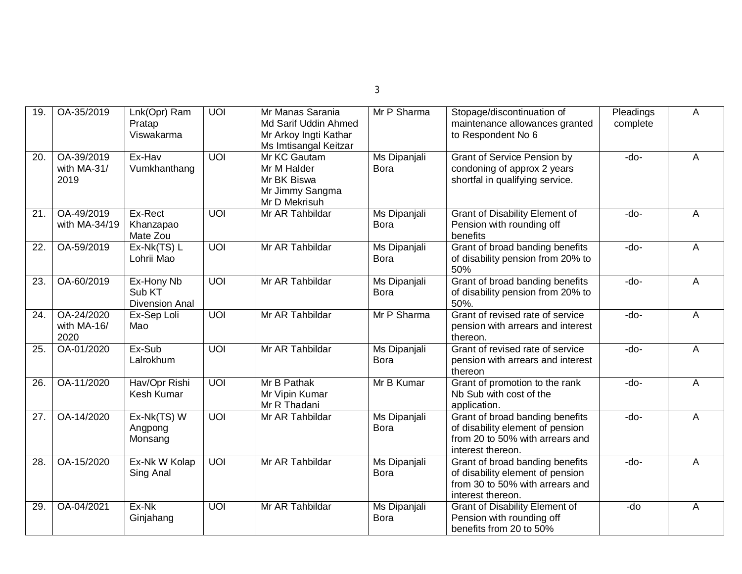| 19. | OA-35/2019 | Lnk(Opr) Ram Pratap Viswakarma | UOI | Mr Manas Sarania<br>Md Sarif Uddin Ahmed<br>Mr Arkoy Ingti Kathar<br>Ms Imtisangal Keitzar | Mr P Sharma | Stopage/discontinuation of maintenance allowances granted to Respondent No 6 | Pleadings complete | A |
|---|---|---|---|---|---|---|---|---|
| 20. | OA-39/2019 with MA-31/ 2019 | Ex-Hav Vumkhanthang | UOI | Mr KC Gautam<br>Mr M Halder<br>Mr BK Biswa<br>Mr Jimmy Sangma<br>Mr D Mekrisuh | Ms Dipanjali Bora | Grant of Service Pension by condoning of approx 2 years shortfal in qualifying service. | -do- | A |
| 21. | OA-49/2019 with MA-34/19 | Ex-Rect Khanzapao Mate Zou | UOI | Mr AR Tahbildar | Ms Dipanjali Bora | Grant of Disability Element of Pension with rounding off benefits | -do- | A |
| 22. | OA-59/2019 | Ex-Nk(TS) L Lohrii Mao | UOI | Mr AR Tahbildar | Ms Dipanjali Bora | Grant of broad banding benefits of disability pension from 20% to 50% | -do- | A |
| 23. | OA-60/2019 | Ex-Hony Nb Sub KT Divension Anal | UOI | Mr AR Tahbildar | Ms Dipanjali Bora | Grant of broad banding benefits of disability pension from 20% to 50%. | -do- | A |
| 24. | OA-24/2020 with MA-16/ 2020 | Ex-Sep Loli Mao | UOI | Mr AR Tahbildar | Mr P Sharma | Grant of revised rate of service pension with arrears and interest thereon. | -do- | A |
| 25. | OA-01/2020 | Ex-Sub Lalrokhum | UOI | Mr AR Tahbildar | Ms Dipanjali Bora | Grant of revised rate of service pension with arrears and interest thereon | -do- | A |
| 26. | OA-11/2020 | Hav/Opr Rishi Kesh Kumar | UOI | Mr B Pathak<br>Mr Vipin Kumar<br>Mr R Thadani | Mr B Kumar | Grant of promotion to the rank Nb Sub with cost of the application. | -do- | A |
| 27. | OA-14/2020 | Ex-Nk(TS) W Angpong Monsang | UOI | Mr AR Tahbildar | Ms Dipanjali Bora | Grant of broad banding benefits of disability element of pension from 20 to 50% with arrears and interest thereon. | -do- | A |
| 28. | OA-15/2020 | Ex-Nk W Kolap Sing Anal | UOI | Mr AR Tahbildar | Ms Dipanjali Bora | Grant of broad banding benefits of disability element of pension from 30 to 50% with arrears and interest thereon. | -do- | A |
| 29. | OA-04/2021 | Ex-Nk Ginjahang | UOI | Mr AR Tahbildar | Ms Dipanjali Bora | Grant of Disability Element of Pension with rounding off benefits from 20 to 50% | -do | A |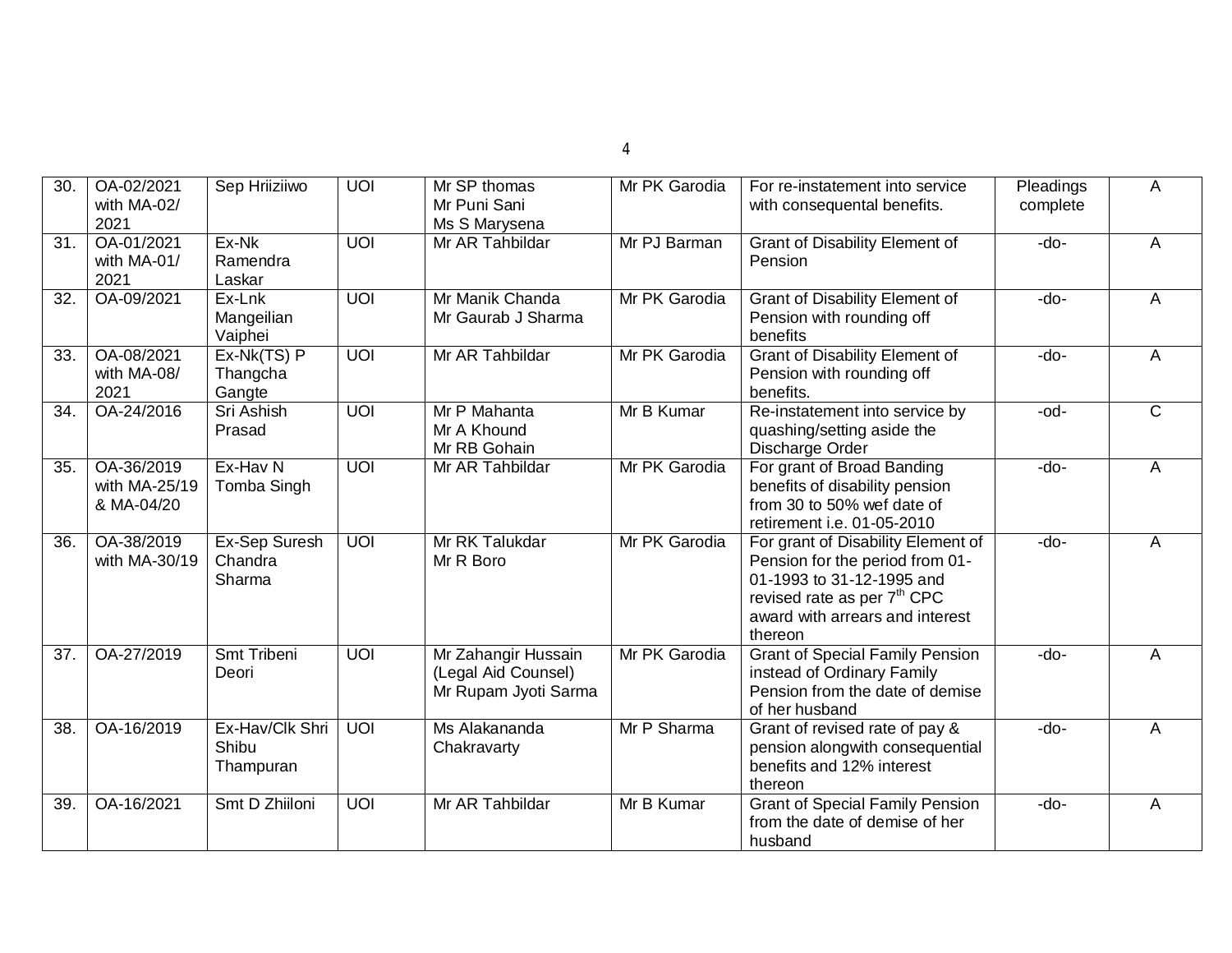| 30. | OA-02/2021 with MA-02/ 2021 | Sep Hriiziiwo | UOI | Mr SP thomas<br>Mr Puni Sani<br>Ms S Marysena | Mr PK Garodia | For re-instatement into service with consequental benefits. | Pleadings complete | A |
|---|---|---|---|---|---|---|---|---|
| 31. | OA-01/2021 with MA-01/ 2021 | Ex-Nk Ramendra Laskar | UOI | Mr AR Tahbildar | Mr PJ Barman | Grant of Disability Element of Pension | -do- | A |
| 32. | OA-09/2021 | Ex-Lnk Mangeilian Vaiphei | UOI | Mr Manik Chanda<br>Mr Gaurab J Sharma | Mr PK Garodia | Grant of Disability Element of Pension with rounding off benefits | -do- | A |
| 33. | OA-08/2021 with MA-08/ 2021 | Ex-Nk(TS) P Thangcha Gangte | UOI | Mr AR Tahbildar | Mr PK Garodia | Grant of Disability Element of Pension with rounding off benefits. | -do- | A |
| 34. | OA-24/2016 | Sri Ashish Prasad | UOI | Mr P Mahanta<br>Mr A Khound<br>Mr RB Gohain | Mr B Kumar | Re-instatement into service by quashing/setting aside the Discharge Order | -od- | C |
| 35. | OA-36/2019 with MA-25/19 & MA-04/20 | Ex-Hav N Tomba Singh | UOI | Mr AR Tahbildar | Mr PK Garodia | For grant of Broad Banding benefits of disability pension from 30 to 50% wef date of retirement i.e. 01-05-2010 | -do- | A |
| 36. | OA-38/2019 with MA-30/19 | Ex-Sep Suresh Chandra Sharma | UOI | Mr RK Talukdar<br>Mr R Boro | Mr PK Garodia | For grant of Disability Element of Pension for the period from 01-01-1993 to 31-12-1995 and revised rate as per 7th CPC award with arrears and interest thereon | -do- | A |
| 37. | OA-27/2019 | Smt Tribeni Deori | UOI | Mr Zahangir Hussain (Legal Aid Counsel)<br>Mr Rupam Jyoti Sarma | Mr PK Garodia | Grant of Special Family Pension instead of Ordinary Family Pension from the date of demise of her husband | -do- | A |
| 38. | OA-16/2019 | Ex-Hav/Clk Shri Shibu Thampuran | UOI | Ms Alakananda Chakravarty | Mr P Sharma | Grant of revised rate of pay & pension alongwith consequential benefits and 12% interest thereon | -do- | A |
| 39. | OA-16/2021 | Smt D Zhiiloni | UOI | Mr AR Tahbildar | Mr B Kumar | Grant of Special Family Pension from the date of demise of her husband | -do- | A |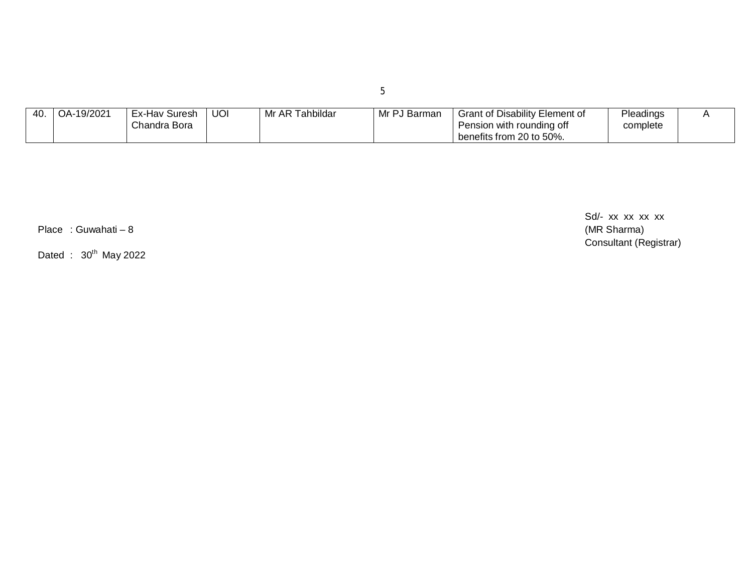| | | | | | | | | |
|---|---|---|---|---|---|---|---|---|
| 40. | OA-19/2021 | Ex-Hav Suresh Chandra Bora | UOI | Mr AR Tahbildar | Mr PJ Barman | Grant of Disability Element of Pension with rounding off benefits from 20 to 50%. | Pleadings complete | A |

Place : Guwahati – 8

Dated : 30th May 2022

Sd/- xx xx xx xx
(MR Sharma)
Consultant (Registrar)